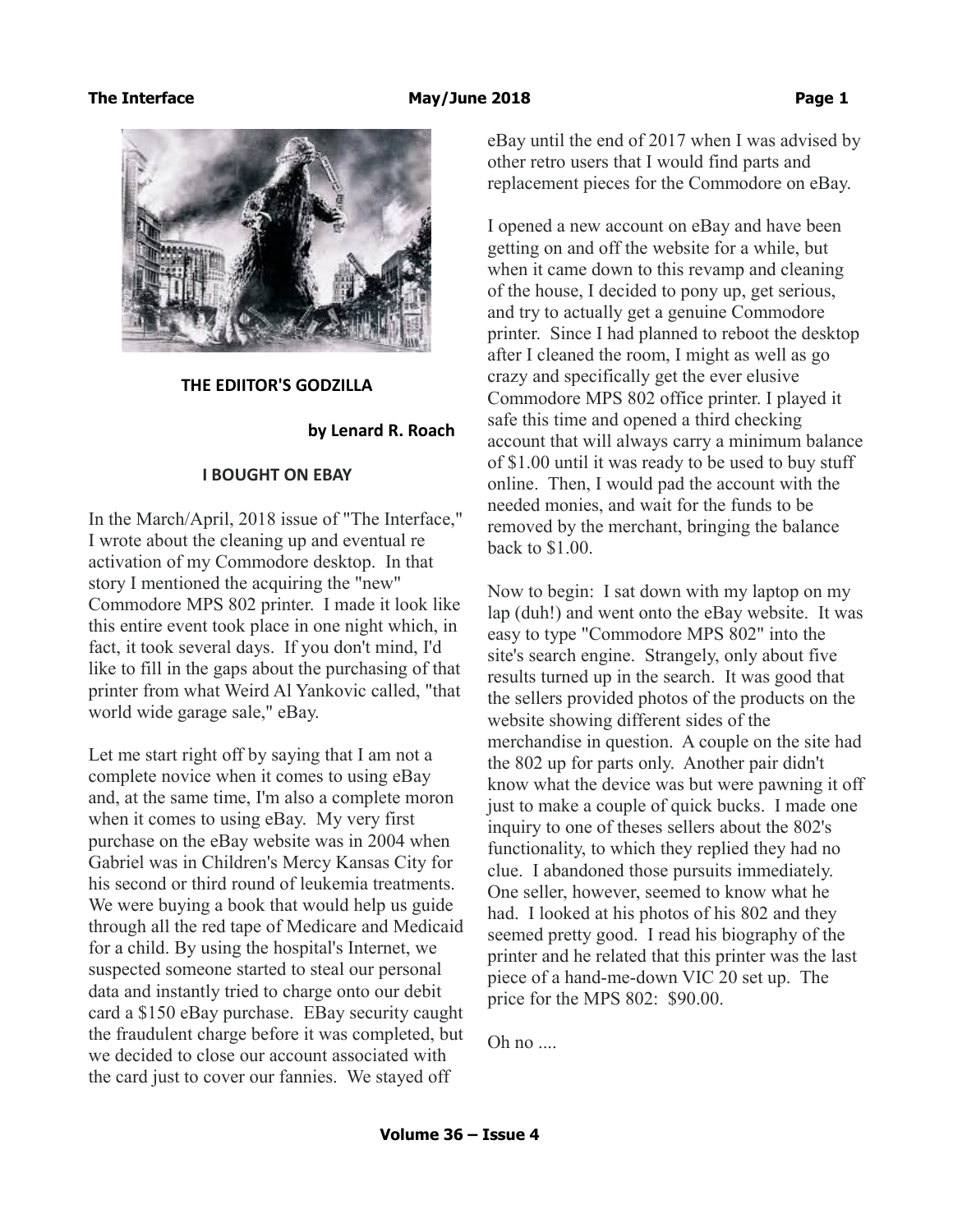## THE EDIITOR'S GODZILLA

**by Lenard R. Roach**

### I BOUGHT ON EBAY

In the March/April, 2018 issue of "The Interface," I wrote about the cleaning up and eventual re activation of my Commodore desktop. In that story I mentioned the acquiring the "new" Commodore MPS 802 printer. I made it look like this entire event took place in one night which, in fact, it took several days. If you don't mind, I'd like to fill in the gaps about the purchasing of that printer from what Weird Al Yankovic called, "that world wide garage sale," eBay.

Let me start right off by saying that I am not a complete novice when it comes to using eBay and, at the same time, I'm also a complete moron when it comes to using eBay. My very first purchase on the eBay website was in 2004 when Gabriel was in Children's Mercy Kansas City for his second or third round of leukemia treatments. We were buying a book that would help us guide through all the red tape of Medicare and Medicaid for a child. By using the hospital's Internet, we suspected someone started to steal our personal data and instantly tried to charge onto our debit card a $150 eBay purchase. EBay security caught the fraudulent charge before it was completed, but we decided to close our account associated with the card just to cover our fannies. We stayed off eBay until the end of 2017 when I was advised by other retro users that I would find parts and replacement pieces for the Commodore on eBay.

I opened a new account on eBay and have been getting on and off the website for a while, but when it came down to this revamp and cleaning of the house, I decided to pony up, get serious, and try to actually get a genuine Commodore printer. Since I had planned to reboot the desktop after I cleaned the room, I might as well as go crazy and specifically get the ever elusive Commodore MPS 802 office printer. I played it safe this time and opened a third checking account that will always carry a minimum balance of $1.00 until it was ready to be used to buy stuff online. Then, I would pad the account with the needed monies, and wait for the funds to be removed by the merchant, bringing the balance back to $1.00.

Now to begin: I sat down with my laptop on my lap (duh!) and went onto the eBay website. It was easy to type "Commodore MPS 802" into the site's search engine. Strangely, only about five results turned up in the search. It was good that the sellers provided photos of the products on the website showing different sides of the merchandise in question. A couple on the site had the 802 up for parts only. Another pair didn't know what the device was but were pawning it off just to make a couple of quick bucks. I made one inquiry to one of theses sellers about the 802's functionality, to which they replied they had no clue. I abandoned those pursuits immediately. One seller, however, seemed to know what he had. I looked at his photos of his 802 and they seemed pretty good. I read his biography of the printer and he related that this printer was the last piece of a hand-me-down VIC 20 set up. The price for the MPS 802: $90.00.

Oh no ....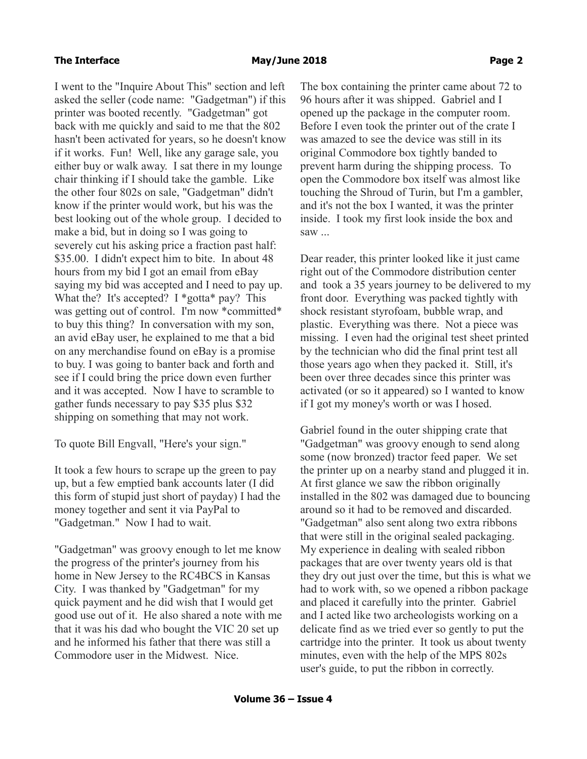I went to the "Inquire About This" section and left asked the seller (code name: "Gadgetman") if this printer was booted recently. "Gadgetman" got back with me quickly and said to me that the 802 hasn't been activated for years, so he doesn't know if it works. Fun! Well, like any garage sale, you either buy or walk away. I sat there in my lounge chair thinking if I should take the gamble. Like the other four 802s on sale, "Gadgetman" didn't know if the printer would work, but his was the best looking out of the whole group. I decided to make a bid, but in doing so I was going to severely cut his asking price a fraction past half: $35.00. I didn't expect him to bite. In about 48 hours from my bid I got an email from eBay saying my bid was accepted and I need to pay up. What the? It's accepted? I *gotta* pay? This was getting out of control. I'm now *committed* to buy this thing? In conversation with my son, an avid eBay user, he explained to me that a bid on any merchandise found on eBay is a promise to buy. I was going to banter back and forth and see if I could bring the price down even further and it was accepted. Now I have to scramble to gather funds necessary to pay $35 plus $32 shipping on something that may not work.

To quote Bill Engvall, "Here's your sign."

It took a few hours to scrape up the green to pay up, but a few emptied bank accounts later (I did this form of stupid just short of payday) I had the money together and sent it via PayPal to "Gadgetman." Now I had to wait.

"Gadgetman" was groovy enough to let me know the progress of the printer's journey from his home in New Jersey to the RC4BCS in Kansas City. I was thanked by "Gadgetman" for my quick payment and he did wish that I would get good use out of it. He also shared a note with me that it was his dad who bought the VIC 20 set up and he informed his father that there was still a Commodore user in the Midwest. Nice.

The box containing the printer came about 72 to 96 hours after it was shipped. Gabriel and I opened up the package in the computer room. Before I even took the printer out of the crate I was amazed to see the device was still in its original Commodore box tightly banded to prevent harm during the shipping process. To open the Commodore box itself was almost like touching the Shroud of Turin, but I'm a gambler, and it's not the box I wanted, it was the printer inside. I took my first look inside the box and saw ...

Dear reader, this printer looked like it just came right out of the Commodore distribution center and took a 35 years journey to be delivered to my front door. Everything was packed tightly with shock resistant styrofoam, bubble wrap, and plastic. Everything was there. Not a piece was missing. I even had the original test sheet printed by the technician who did the final print test all those years ago when they packed it. Still, it's been over three decades since this printer was activated (or so it appeared) so I wanted to know if I got my money's worth or was I hosed.

Gabriel found in the outer shipping crate that "Gadgetman" was groovy enough to send along some (now bronzed) tractor feed paper. We set the printer up on a nearby stand and plugged it in. At first glance we saw the ribbon originally installed in the 802 was damaged due to bouncing around so it had to be removed and discarded. "Gadgetman" also sent along two extra ribbons that were still in the original sealed packaging. My experience in dealing with sealed ribbon packages that are over twenty years old is that they dry out just over the time, but this is what we had to work with, so we opened a ribbon package and placed it carefully into the printer. Gabriel and I acted like two archeologists working on a delicate find as we tried ever so gently to put the cartridge into the printer. It took us about twenty minutes, even with the help of the MPS 802s user's guide, to put the ribbon in correctly.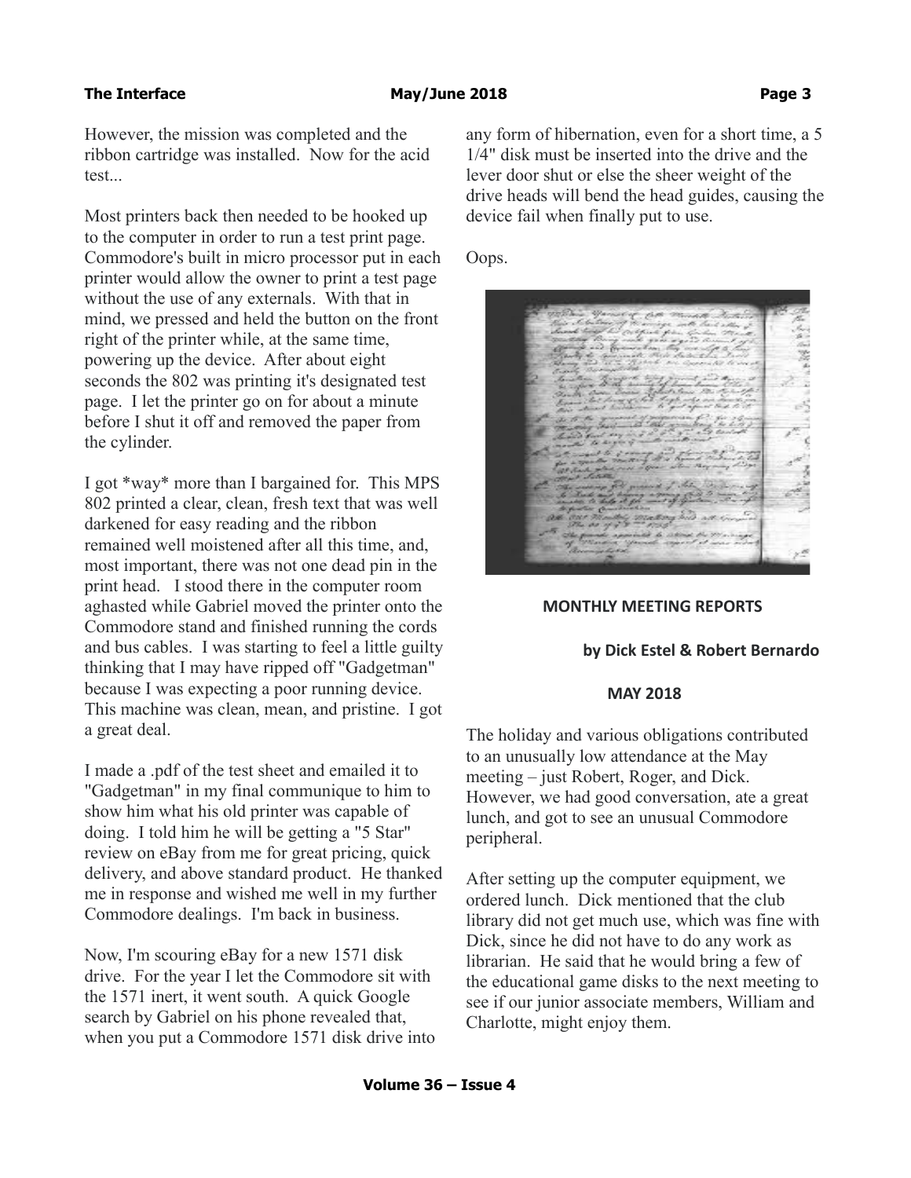However, the mission was completed and the ribbon cartridge was installed. Now for the acid test...

Most printers back then needed to be hooked up to the computer in order to run a test print page. Commodore's built in micro processor put in each printer would allow the owner to print a test page without the use of any externals. With that in mind, we pressed and held the button on the front right of the printer while, at the same time, powering up the device. After about eight seconds the 802 was printing it's designated test page. I let the printer go on for about a minute before I shut it off and removed the paper from the cylinder.

I got *way* more than I bargained for. This MPS 802 printed a clear, clean, fresh text that was well darkened for easy reading and the ribbon remained well moistened after all this time, and, most important, there was not one dead pin in the print head. I stood there in the computer room aghasted while Gabriel moved the printer onto the Commodore stand and finished running the cords and bus cables. I was starting to feel a little guilty thinking that I may have ripped off "Gadgetman" because I was expecting a poor running device. This machine was clean, mean, and pristine. I got a great deal.

I made a .pdf of the test sheet and emailed it to "Gadgetman" in my final communique to him to show him what his old printer was capable of doing. I told him he will be getting a "5 Star" review on eBay from me for great pricing, quick delivery, and above standard product. He thanked me in response and wished me well in my further Commodore dealings. I'm back in business.

Now, I'm scouring eBay for a new 1571 disk drive. For the year I let the Commodore sit with the 1571 inert, it went south. A quick Google search by Gabriel on his phone revealed that, when you put a Commodore 1571 disk drive into any form of hibernation, even for a short time, a 5 1/4" disk must be inserted into the drive and the lever door shut or else the sheer weight of the drive heads will bend the head guides, causing the device fail when finally put to use.

Oops.

## MONTHLY MEETING REPORTS

**by Dick Estel & Robert Bernardo**

### MAY 2018

The holiday and various obligations contributed to an unusually low attendance at the May meeting – just Robert, Roger, and Dick. However, we had good conversation, ate a great lunch, and got to see an unusual Commodore peripheral.

After setting up the computer equipment, we ordered lunch. Dick mentioned that the club library did not get much use, which was fine with Dick, since he did not have to do any work as librarian. He said that he would bring a few of the educational game disks to the next meeting to see if our junior associate members, William and Charlotte, might enjoy them.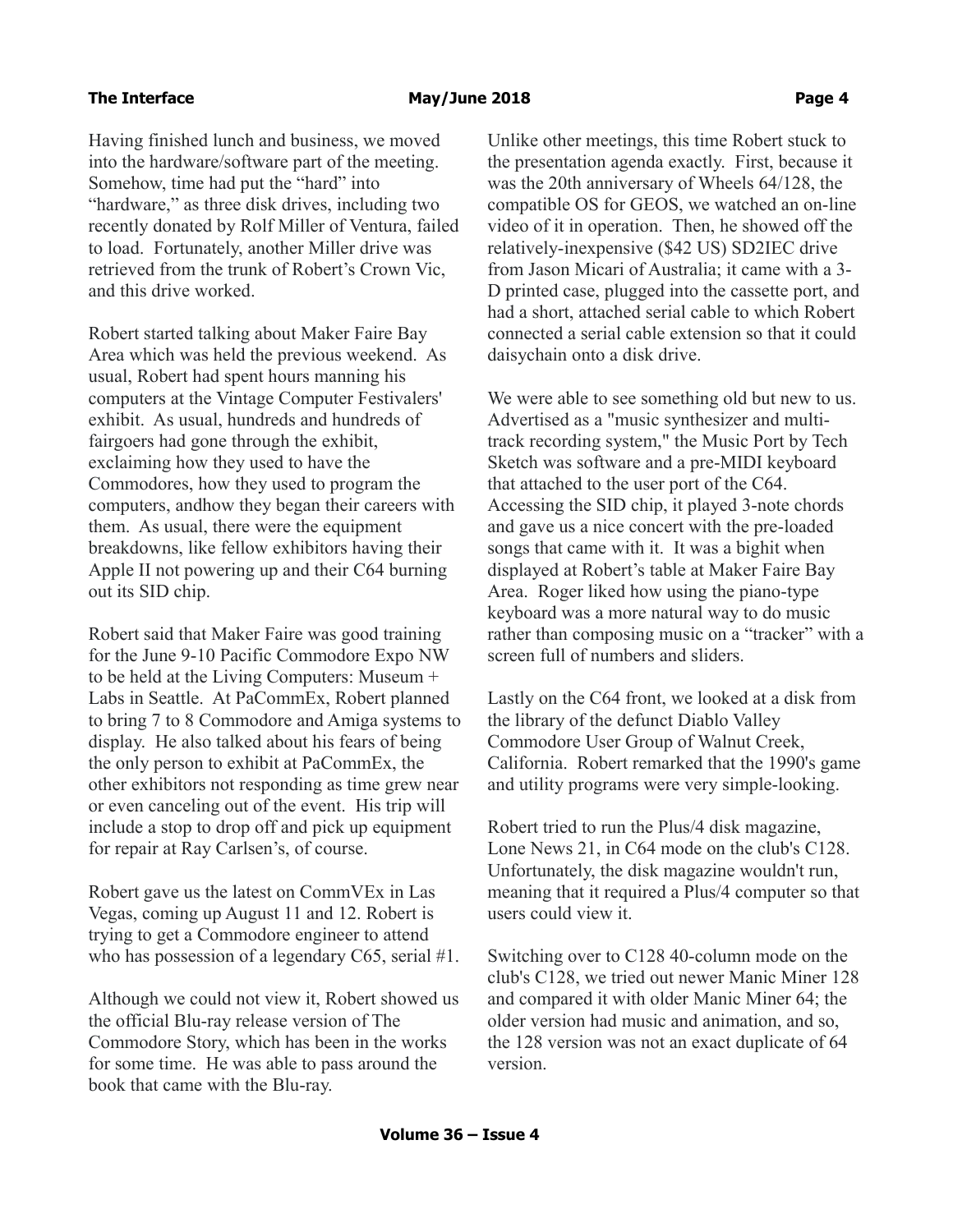Having finished lunch and business, we moved into the hardware/software part of the meeting. Somehow, time had put the "hard" into "hardware," as three disk drives, including two recently donated by Rolf Miller of Ventura, failed to load. Fortunately, another Miller drive was retrieved from the trunk of Robert's Crown Vic, and this drive worked.

Robert started talking about Maker Faire Bay Area which was held the previous weekend. As usual, Robert had spent hours manning his computers at the Vintage Computer Festivalers' exhibit. As usual, hundreds and hundreds of fairgoers had gone through the exhibit, exclaiming how they used to have the Commodores, how they used to program the computers, andhow they began their careers with them. As usual, there were the equipment breakdowns, like fellow exhibitors having their Apple II not powering up and their C64 burning out its SID chip.

Robert said that Maker Faire was good training for the June 9-10 Pacific Commodore Expo NW to be held at the Living Computers: Museum + Labs in Seattle. At PaCommEx, Robert planned to bring 7 to 8 Commodore and Amiga systems to display. He also talked about his fears of being the only person to exhibit at PaCommEx, the other exhibitors not responding as time grew near or even canceling out of the event. His trip will include a stop to drop off and pick up equipment for repair at Ray Carlsen's, of course.

Robert gave us the latest on CommVEx in Las Vegas, coming up August 11 and 12. Robert is trying to get a Commodore engineer to attend who has possession of a legendary C65, serial #1.

Although we could not view it, Robert showed us the official Blu-ray release version of The Commodore Story, which has been in the works for some time. He was able to pass around the book that came with the Blu-ray.

Unlike other meetings, this time Robert stuck to the presentation agenda exactly. First, because it was the 20th anniversary of Wheels 64/128, the compatible OS for GEOS, we watched an on-line video of it in operation. Then, he showed off the relatively-inexpensive ($42 US) SD2IEC drive from Jason Micari of Australia; it came with a 3-D printed case, plugged into the cassette port, and had a short, attached serial cable to which Robert connected a serial cable extension so that it could daisychain onto a disk drive.

We were able to see something old but new to us. Advertised as a "music synthesizer and multi-track recording system," the Music Port by Tech Sketch was software and a pre-MIDI keyboard that attached to the user port of the C64. Accessing the SID chip, it played 3-note chords and gave us a nice concert with the pre-loaded songs that came with it. It was a bighit when displayed at Robert's table at Maker Faire Bay Area. Roger liked how using the piano-type keyboard was a more natural way to do music rather than composing music on a "tracker" with a screen full of numbers and sliders.

Lastly on the C64 front, we looked at a disk from the library of the defunct Diablo Valley Commodore User Group of Walnut Creek, California. Robert remarked that the 1990's game and utility programs were very simple-looking.

Robert tried to run the Plus/4 disk magazine, Lone News 21, in C64 mode on the club's C128. Unfortunately, the disk magazine wouldn't run, meaning that it required a Plus/4 computer so that users could view it.

Switching over to C128 40-column mode on the club's C128, we tried out newer Manic Miner 128 and compared it with older Manic Miner 64; the older version had music and animation, and so, the 128 version was not an exact duplicate of 64 version.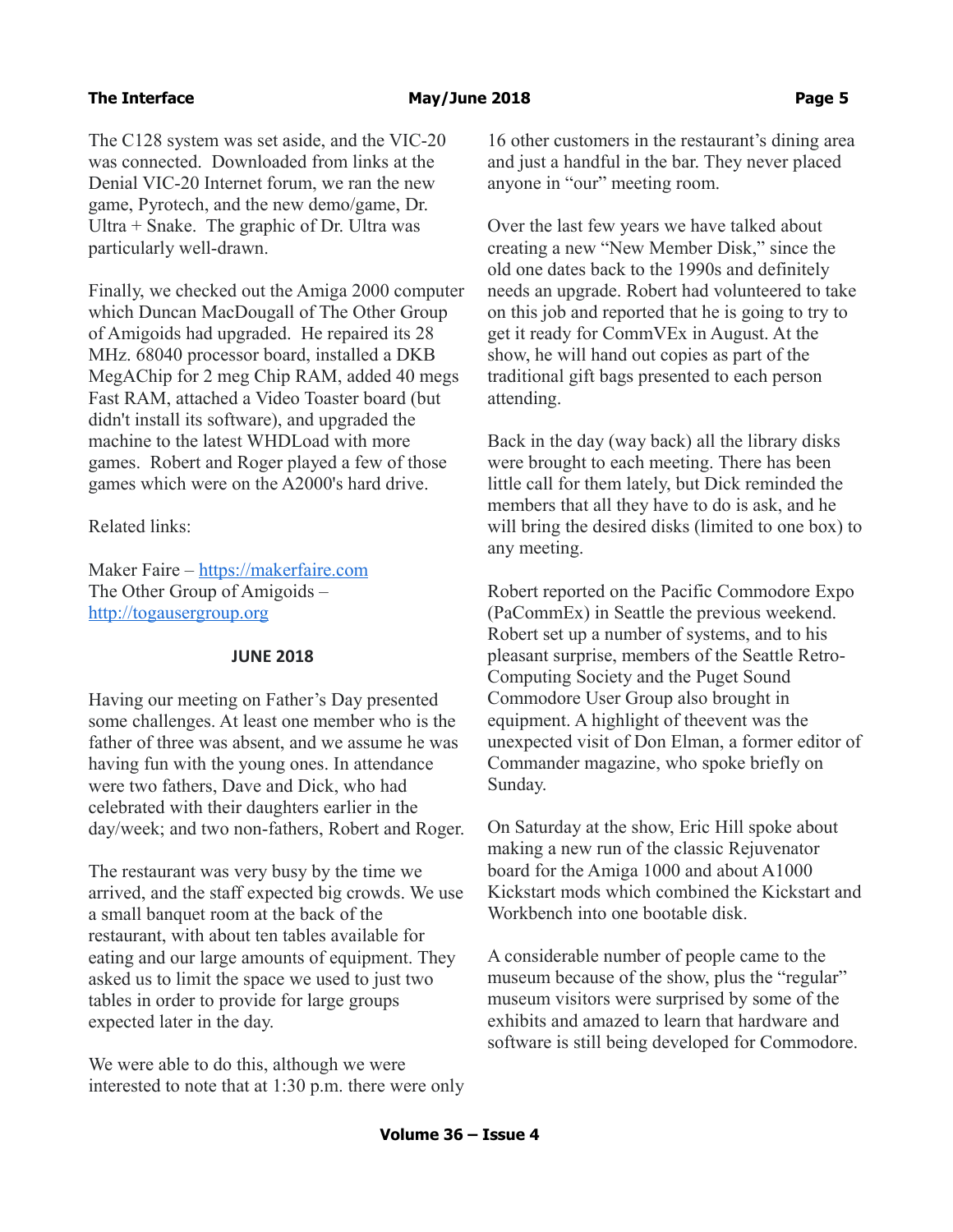The C128 system was set aside, and the VIC-20 was connected. Downloaded from links at the Denial VIC-20 Internet forum, we ran the new game, Pyrotech, and the new demo/game, Dr. Ultra + Snake. The graphic of Dr. Ultra was particularly well-drawn.

Finally, we checked out the Amiga 2000 computer which Duncan MacDougall of The Other Group of Amigoids had upgraded. He repaired its 28 MHz. 68040 processor board, installed a DKB MegAChip for 2 meg Chip RAM, added 40 megs Fast RAM, attached a Video Toaster board (but didn't install its software), and upgraded the machine to the latest WHDLoad with more games. Robert and Roger played a few of those games which were on the A2000's hard drive.

Related links:

Maker Faire – https://makerfaire.com
The Other Group of Amigoids – http://togausergroup.org

## JUNE 2018

Having our meeting on Father's Day presented some challenges. At least one member who is the father of three was absent, and we assume he was having fun with the young ones. In attendance were two fathers, Dave and Dick, who had celebrated with their daughters earlier in the day/week; and two non-fathers, Robert and Roger.

The restaurant was very busy by the time we arrived, and the staff expected big crowds. We use a small banquet room at the back of the restaurant, with about ten tables available for eating and our large amounts of equipment. They asked us to limit the space we used to just two tables in order to provide for large groups expected later in the day.

We were able to do this, although we were interested to note that at 1:30 p.m. there were only 16 other customers in the restaurant's dining area and just a handful in the bar. They never placed anyone in "our" meeting room.

Over the last few years we have talked about creating a new "New Member Disk," since the old one dates back to the 1990s and definitely needs an upgrade. Robert had volunteered to take on this job and reported that he is going to try to get it ready for CommVEx in August. At the show, he will hand out copies as part of the traditional gift bags presented to each person attending.

Back in the day (way back) all the library disks were brought to each meeting. There has been little call for them lately, but Dick reminded the members that all they have to do is ask, and he will bring the desired disks (limited to one box) to any meeting.

Robert reported on the Pacific Commodore Expo (PaCommEx) in Seattle the previous weekend. Robert set up a number of systems, and to his pleasant surprise, members of the Seattle Retro-Computing Society and the Puget Sound Commodore User Group also brought in equipment. A highlight of theevent was the unexpected visit of Don Elman, a former editor of Commander magazine, who spoke briefly on Sunday.

On Saturday at the show, Eric Hill spoke about making a new run of the classic Rejuvenator board for the Amiga 1000 and about A1000 Kickstart mods which combined the Kickstart and Workbench into one bootable disk.

A considerable number of people came to the museum because of the show, plus the "regular" museum visitors were surprised by some of the exhibits and amazed to learn that hardware and software is still being developed for Commodore.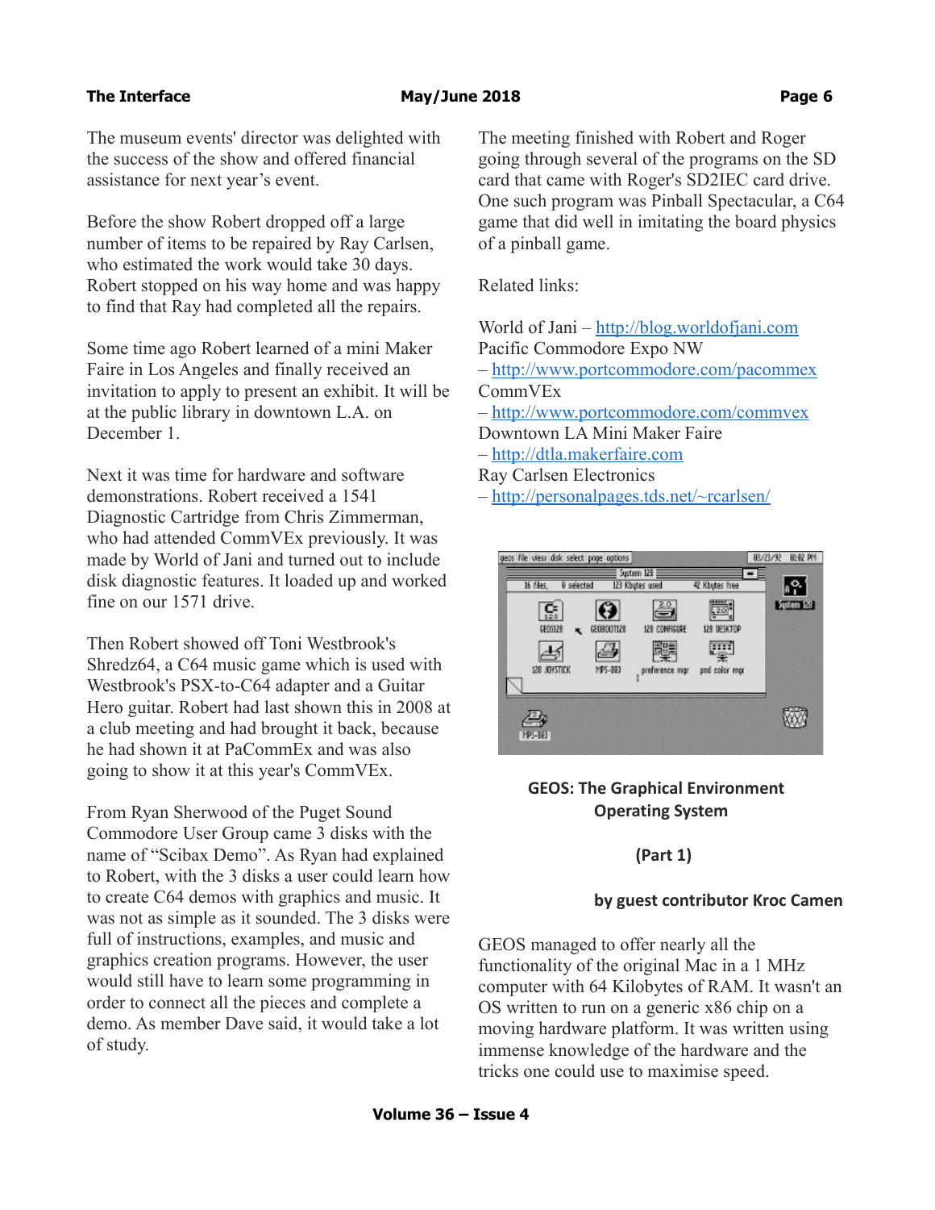The museum events' director was delighted with the success of the show and offered financial assistance for next year's event.

Before the show Robert dropped off a large number of items to be repaired by Ray Carlsen, who estimated the work would take 30 days. Robert stopped on his way home and was happy to find that Ray had completed all the repairs.

Some time ago Robert learned of a mini Maker Faire in Los Angeles and finally received an invitation to apply to present an exhibit. It will be at the public library in downtown L.A. on December 1.

Next it was time for hardware and software demonstrations. Robert received a 1541 Diagnostic Cartridge from Chris Zimmerman, who had attended CommVEx previously. It was made by World of Jani and turned out to include disk diagnostic features. It loaded up and worked fine on our 1571 drive.

Then Robert showed off Toni Westbrook's Shredz64, a C64 music game which is used with Westbrook's PSX-to-C64 adapter and a Guitar Hero guitar. Robert had last shown this in 2008 at a club meeting and had brought it back, because he had shown it at PaCommEx and was also going to show it at this year's CommVEx.

From Ryan Sherwood of the Puget Sound Commodore User Group came 3 disks with the name of "Scibax Demo". As Ryan had explained to Robert, with the 3 disks a user could learn how to create C64 demos with graphics and music. It was not as simple as it sounded. The 3 disks were full of instructions, examples, and music and graphics creation programs. However, the user would still have to learn some programming in order to connect all the pieces and complete a demo. As member Dave said, it would take a lot of study.

The meeting finished with Robert and Roger going through several of the programs on the SD card that came with Roger's SD2IEC card drive. One such program was Pinball Spectacular, a C64 game that did well in imitating the board physics of a pinball game.

Related links:

World of Jani – http://blog.worldofjani.com
Pacific Commodore Expo NW
– http://www.portcommodore.com/pacommex
CommVEx
– http://www.portcommodore.com/commvex
Downtown LA Mini Maker Faire
– http://dtla.makerfaire.com
Ray Carlsen Electronics
– http://personalpages.tds.net/~rcarlsen/

## GEOS: The Graphical Environment Operating System

**(Part 1)**

**by guest contributor Kroc Camen**

GEOS managed to offer nearly all the functionality of the original Mac in a 1 MHz computer with 64 Kilobytes of RAM. It wasn't an OS written to run on a generic x86 chip on a moving hardware platform. It was written using immense knowledge of the hardware and the tricks one could use to maximise speed.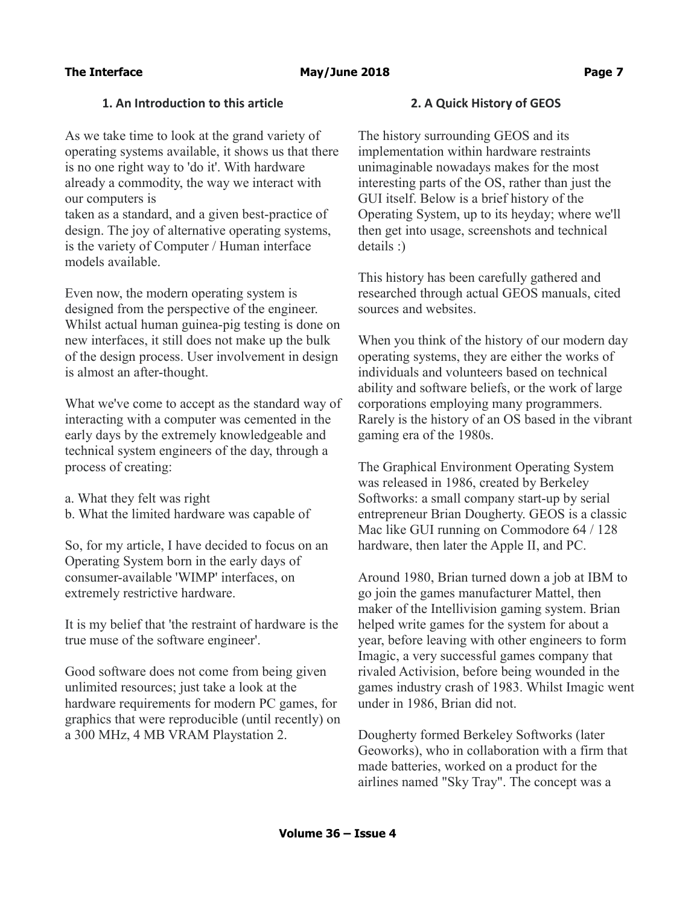### 1. An Introduction to this article

As we take time to look at the grand variety of operating systems available, it shows us that there is no one right way to 'do it'. With hardware already a commodity, the way we interact with our computers is taken as a standard, and a given best-practice of design. The joy of alternative operating systems, is the variety of Computer / Human interface models available.

Even now, the modern operating system is designed from the perspective of the engineer. Whilst actual human guinea-pig testing is done on new interfaces, it still does not make up the bulk of the design process. User involvement in design is almost an after-thought.

What we've come to accept as the standard way of interacting with a computer was cemented in the early days by the extremely knowledgeable and technical system engineers of the day, through a process of creating:

a. What they felt was right
b. What the limited hardware was capable of

So, for my article, I have decided to focus on an Operating System born in the early days of consumer-available 'WIMP' interfaces, on extremely restrictive hardware.

It is my belief that 'the restraint of hardware is the true muse of the software engineer'.

Good software does not come from being given unlimited resources; just take a look at the hardware requirements for modern PC games, for graphics that were reproducible (until recently) on a 300 MHz, 4 MB VRAM Playstation 2.

### 2. A Quick History of GEOS

The history surrounding GEOS and its implementation within hardware restraints unimaginable nowadays makes for the most interesting parts of the OS, rather than just the GUI itself. Below is a brief history of the Operating System, up to its heyday; where we'll then get into usage, screenshots and technical details :)

This history has been carefully gathered and researched through actual GEOS manuals, cited sources and websites.

When you think of the history of our modern day operating systems, they are either the works of individuals and volunteers based on technical ability and software beliefs, or the work of large corporations employing many programmers. Rarely is the history of an OS based in the vibrant gaming era of the 1980s.

The Graphical Environment Operating System was released in 1986, created by Berkeley Softworks: a small company start-up by serial entrepreneur Brian Dougherty. GEOS is a classic Mac like GUI running on Commodore 64 / 128 hardware, then later the Apple II, and PC.

Around 1980, Brian turned down a job at IBM to go join the games manufacturer Mattel, then maker of the Intellivision gaming system. Brian helped write games for the system for about a year, before leaving with other engineers to form Imagic, a very successful games company that rivaled Activision, before being wounded in the games industry crash of 1983. Whilst Imagic went under in 1986, Brian did not.

Dougherty formed Berkeley Softworks (later Geoworks), who in collaboration with a firm that made batteries, worked on a product for the airlines named "Sky Tray". The concept was a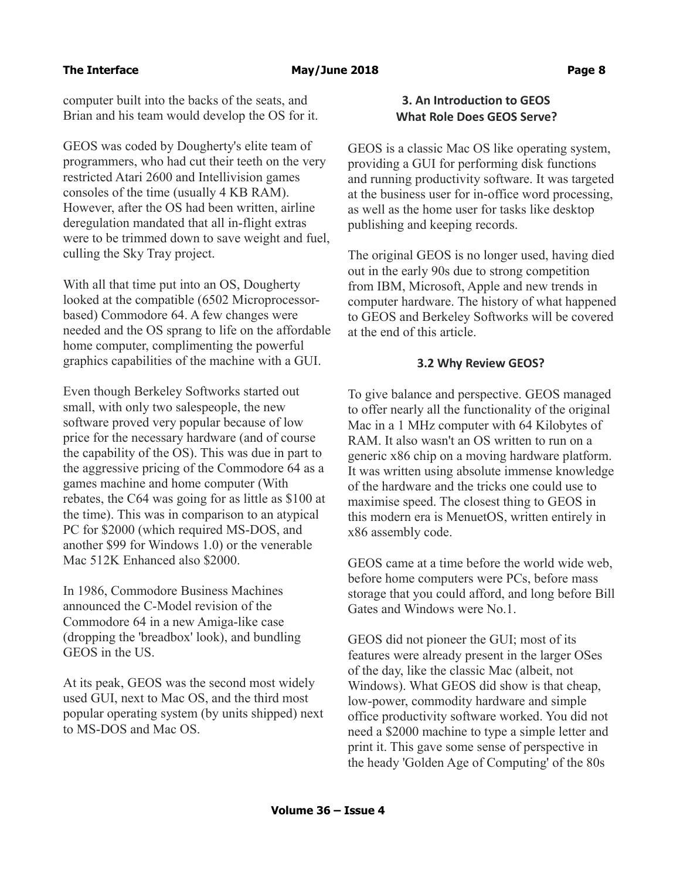computer built into the backs of the seats, and Brian and his team would develop the OS for it.

GEOS was coded by Dougherty's elite team of programmers, who had cut their teeth on the very restricted Atari 2600 and Intellivision games consoles of the time (usually 4 KB RAM). However, after the OS had been written, airline deregulation mandated that all in-flight extras were to be trimmed down to save weight and fuel, culling the Sky Tray project.

With all that time put into an OS, Dougherty looked at the compatible (6502 Microprocessor-based) Commodore 64. A few changes were needed and the OS sprang to life on the affordable home computer, complimenting the powerful graphics capabilities of the machine with a GUI.

Even though Berkeley Softworks started out small, with only two salespeople, the new software proved very popular because of low price for the necessary hardware (and of course the capability of the OS). This was due in part to the aggressive pricing of the Commodore 64 as a games machine and home computer (With rebates, the C64 was going for as little as $100 at the time). This was in comparison to an atypical PC for $2000 (which required MS-DOS, and another $99 for Windows 1.0) or the venerable Mac 512K Enhanced also $2000.

In 1986, Commodore Business Machines announced the C-Model revision of the Commodore 64 in a new Amiga-like case (dropping the 'breadbox' look), and bundling GEOS in the US.

At its peak, GEOS was the second most widely used GUI, next to Mac OS, and the third most popular operating system (by units shipped) next to MS-DOS and Mac OS.

## 3. An Introduction to GEOS
## What Role Does GEOS Serve?

GEOS is a classic Mac OS like operating system, providing a GUI for performing disk functions and running productivity software. It was targeted at the business user for in-office word processing, as well as the home user for tasks like desktop publishing and keeping records.

The original GEOS is no longer used, having died out in the early 90s due to strong competition from IBM, Microsoft, Apple and new trends in computer hardware. The history of what happened to GEOS and Berkeley Softworks will be covered at the end of this article.

### 3.2 Why Review GEOS?

To give balance and perspective. GEOS managed to offer nearly all the functionality of the original Mac in a 1 MHz computer with 64 Kilobytes of RAM. It also wasn't an OS written to run on a generic x86 chip on a moving hardware platform. It was written using absolute immense knowledge of the hardware and the tricks one could use to maximise speed. The closest thing to GEOS in this modern era is MenuetOS, written entirely in x86 assembly code.

GEOS came at a time before the world wide web, before home computers were PCs, before mass storage that you could afford, and long before Bill Gates and Windows were No.1.

GEOS did not pioneer the GUI; most of its features were already present in the larger OSes of the day, like the classic Mac (albeit, not Windows). What GEOS did show is that cheap, low-power, commodity hardware and simple office productivity software worked. You did not need a $2000 machine to type a simple letter and print it. This gave some sense of perspective in the heady 'Golden Age of Computing' of the 80s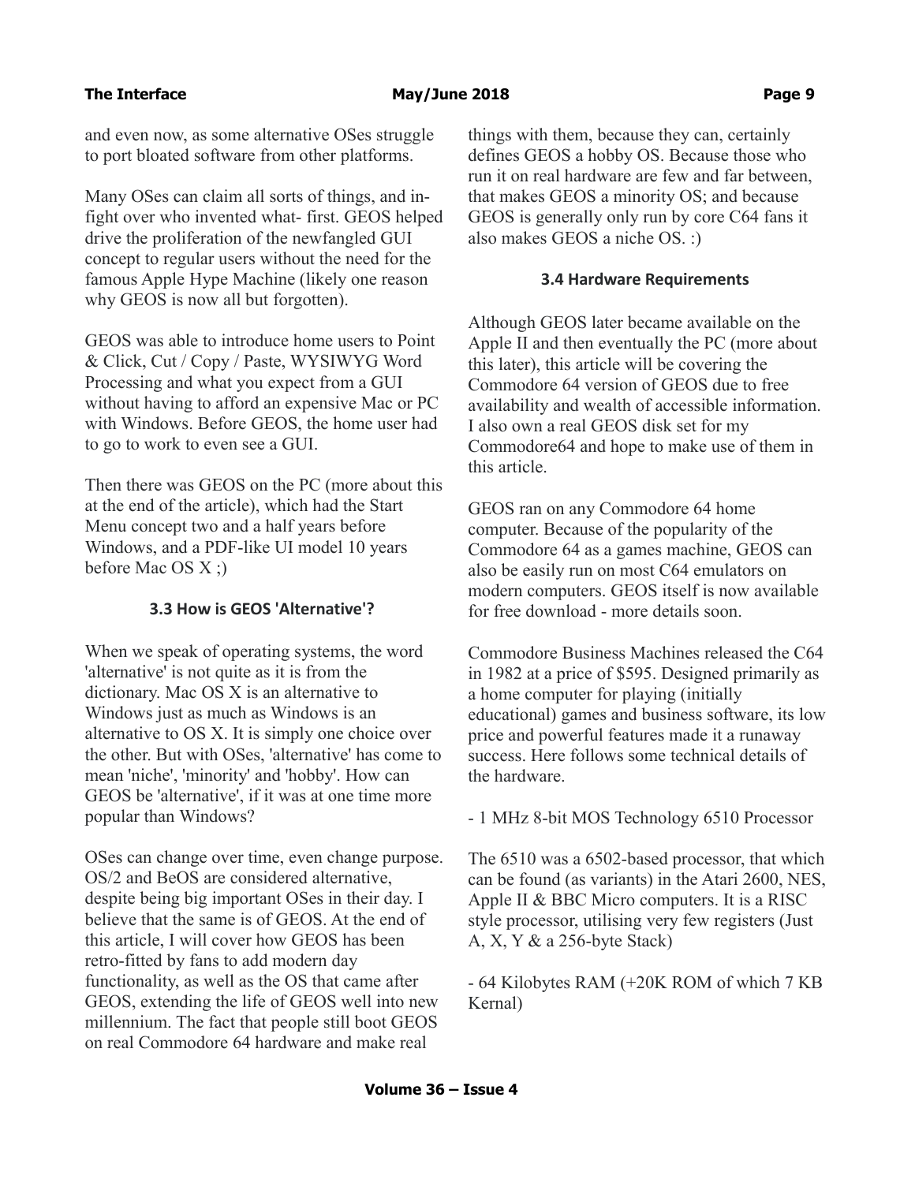and even now, as some alternative OSes struggle to port bloated software from other platforms.

Many OSes can claim all sorts of things, and in-fight over who invented what- first. GEOS helped drive the proliferation of the newfangled GUI concept to regular users without the need for the famous Apple Hype Machine (likely one reason why GEOS is now all but forgotten).

GEOS was able to introduce home users to Point & Click, Cut / Copy / Paste, WYSIWYG Word Processing and what you expect from a GUI without having to afford an expensive Mac or PC with Windows. Before GEOS, the home user had to go to work to even see a GUI.

Then there was GEOS on the PC (more about this at the end of the article), which had the Start Menu concept two and a half years before Windows, and a PDF-like UI model 10 years before Mac OS X ;)

### 3.3 How is GEOS 'Alternative'?

When we speak of operating systems, the word 'alternative' is not quite as it is from the dictionary. Mac OS X is an alternative to Windows just as much as Windows is an alternative to OS X. It is simply one choice over the other. But with OSes, 'alternative' has come to mean 'niche', 'minority' and 'hobby'. How can GEOS be 'alternative', if it was at one time more popular than Windows?

OSes can change over time, even change purpose. OS/2 and BeOS are considered alternative, despite being big important OSes in their day. I believe that the same is of GEOS. At the end of this article, I will cover how GEOS has been retro-fitted by fans to add modern day functionality, as well as the OS that came after GEOS, extending the life of GEOS well into new millennium. The fact that people still boot GEOS on real Commodore 64 hardware and make real things with them, because they can, certainly defines GEOS a hobby OS. Because those who run it on real hardware are few and far between, that makes GEOS a minority OS; and because GEOS is generally only run by core C64 fans it also makes GEOS a niche OS. :)

### 3.4 Hardware Requirements

Although GEOS later became available on the Apple II and then eventually the PC (more about this later), this article will be covering the Commodore 64 version of GEOS due to free availability and wealth of accessible information. I also own a real GEOS disk set for my Commodore64 and hope to make use of them in this article.

GEOS ran on any Commodore 64 home computer. Because of the popularity of the Commodore 64 as a games machine, GEOS can also be easily run on most C64 emulators on modern computers. GEOS itself is now available for free download - more details soon.

Commodore Business Machines released the C64 in 1982 at a price of $595. Designed primarily as a home computer for playing (initially educational) games and business software, its low price and powerful features made it a runaway success. Here follows some technical details of the hardware.

- 1 MHz 8-bit MOS Technology 6510 Processor

The 6510 was a 6502-based processor, that which can be found (as variants) in the Atari 2600, NES, Apple II & BBC Micro computers. It is a RISC style processor, utilising very few registers (Just A, X, Y & a 256-byte Stack)

- 64 Kilobytes RAM (+20K ROM of which 7 KB Kernal)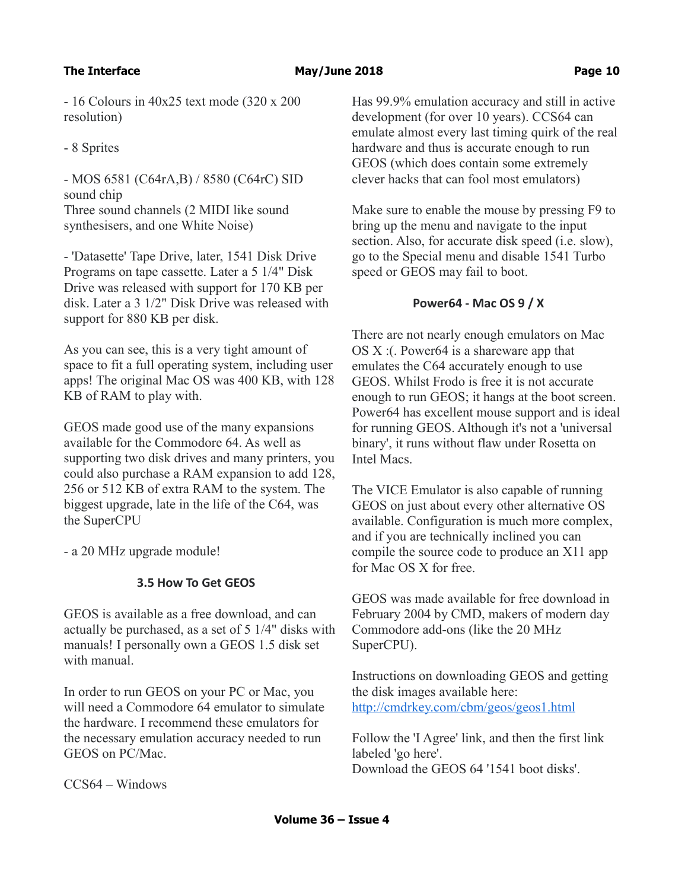- 16 Colours in 40x25 text mode (320 x 200 resolution)

- 8 Sprites

- MOS 6581 (C64rA,B) / 8580 (C64rC) SID sound chip
Three sound channels (2 MIDI like sound synthesisers, and one White Noise)

- 'Datasette' Tape Drive, later, 1541 Disk Drive
Programs on tape cassette. Later a 5 1/4" Disk Drive was released with support for 170 KB per disk. Later a 3 1/2" Disk Drive was released with support for 880 KB per disk.

As you can see, this is a very tight amount of space to fit a full operating system, including user apps! The original Mac OS was 400 KB, with 128 KB of RAM to play with.

GEOS made good use of the many expansions available for the Commodore 64. As well as supporting two disk drives and many printers, you could also purchase a RAM expansion to add 128, 256 or 512 KB of extra RAM to the system. The biggest upgrade, late in the life of the C64, was the SuperCPU

- a 20 MHz upgrade module!

### 3.5 How To Get GEOS

GEOS is available as a free download, and can actually be purchased, as a set of 5 1/4" disks with manuals! I personally own a GEOS 1.5 disk set with manual.

In order to run GEOS on your PC or Mac, you will need a Commodore 64 emulator to simulate the hardware. I recommend these emulators for the necessary emulation accuracy needed to run GEOS on PC/Mac.

CCS64 – Windows

Has 99.9% emulation accuracy and still in active development (for over 10 years). CCS64 can emulate almost every last timing quirk of the real hardware and thus is accurate enough to run GEOS (which does contain some extremely clever hacks that can fool most emulators)

Make sure to enable the mouse by pressing F9 to bring up the menu and navigate to the input section. Also, for accurate disk speed (i.e. slow), go to the Special menu and disable 1541 Turbo speed or GEOS may fail to boot.

### Power64 - Mac OS 9 / X

There are not nearly enough emulators on Mac OS X :(. Power64 is a shareware app that emulates the C64 accurately enough to use GEOS. Whilst Frodo is free it is not accurate enough to run GEOS; it hangs at the boot screen. Power64 has excellent mouse support and is ideal for running GEOS. Although it's not a 'universal binary', it runs without flaw under Rosetta on Intel Macs.

The VICE Emulator is also capable of running GEOS on just about every other alternative OS available. Configuration is much more complex, and if you are technically inclined you can compile the source code to produce an X11 app for Mac OS X for free.

GEOS was made available for free download in February 2004 by CMD, makers of modern day Commodore add-ons (like the 20 MHz SuperCPU).

Instructions on downloading GEOS and getting the disk images available here:
http://cmdrkey.com/cbm/geos/geos1.html

Follow the 'I Agree' link, and then the first link labeled 'go here'.
Download the GEOS 64 '1541 boot disks'.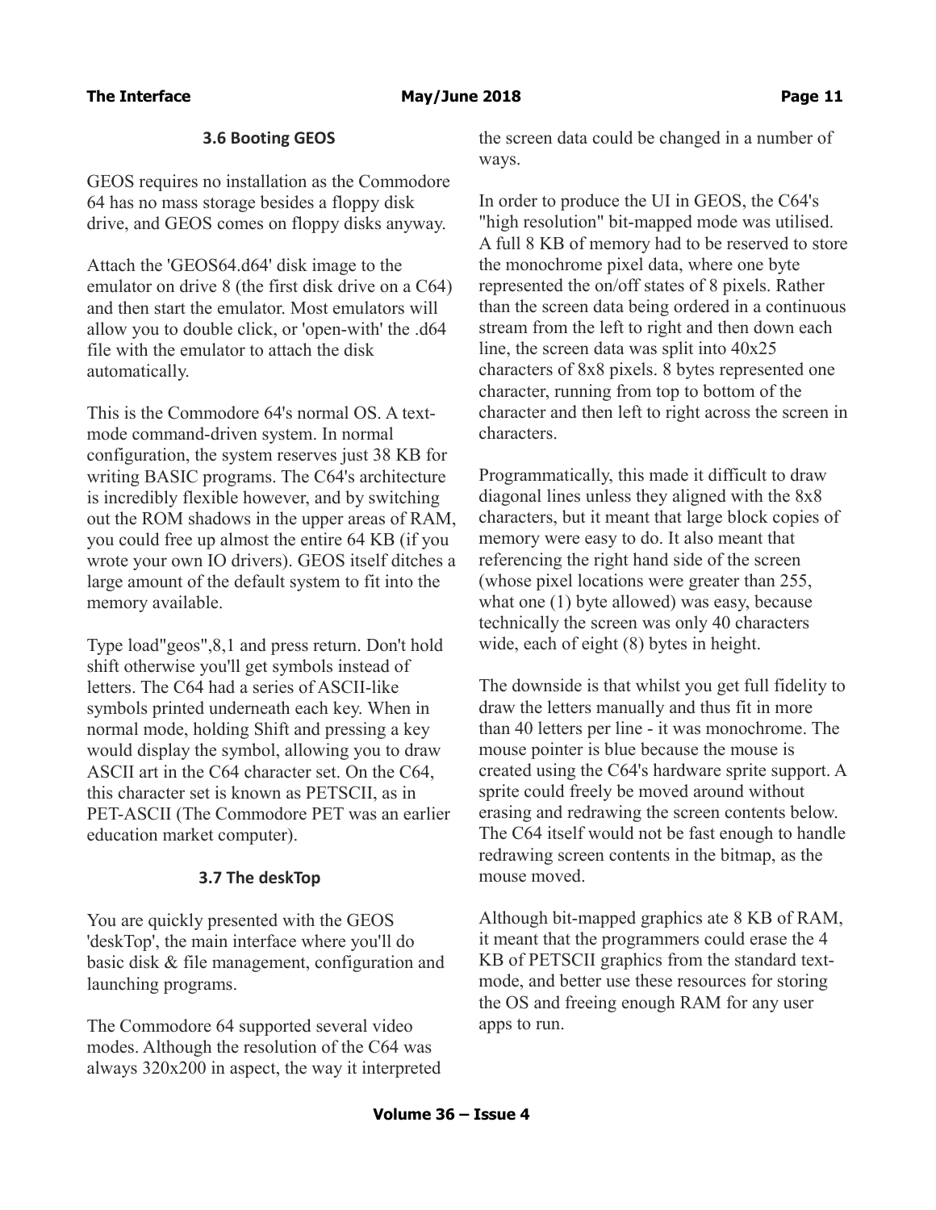### 3.6 Booting GEOS

GEOS requires no installation as the Commodore 64 has no mass storage besides a floppy disk drive, and GEOS comes on floppy disks anyway.

Attach the 'GEOS64.d64' disk image to the emulator on drive 8 (the first disk drive on a C64) and then start the emulator. Most emulators will allow you to double click, or 'open-with' the .d64 file with the emulator to attach the disk automatically.

This is the Commodore 64's normal OS. A text-mode command-driven system. In normal configuration, the system reserves just 38 KB for writing BASIC programs. The C64's architecture is incredibly flexible however, and by switching out the ROM shadows in the upper areas of RAM, you could free up almost the entire 64 KB (if you wrote your own IO drivers). GEOS itself ditches a large amount of the default system to fit into the memory available.

Type load"geos",8,1 and press return. Don't hold shift otherwise you'll get symbols instead of letters. The C64 had a series of ASCII-like symbols printed underneath each key. When in normal mode, holding Shift and pressing a key would display the symbol, allowing you to draw ASCII art in the C64 character set. On the C64, this character set is known as PETSCII, as in PET-ASCII (The Commodore PET was an earlier education market computer).

### 3.7 The deskTop

You are quickly presented with the GEOS 'deskTop', the main interface where you'll do basic disk & file management, configuration and launching programs.

The Commodore 64 supported several video modes. Although the resolution of the C64 was always 320x200 in aspect, the way it interpreted the screen data could be changed in a number of ways.

In order to produce the UI in GEOS, the C64's "high resolution" bit-mapped mode was utilised. A full 8 KB of memory had to be reserved to store the monochrome pixel data, where one byte represented the on/off states of 8 pixels. Rather than the screen data being ordered in a continuous stream from the left to right and then down each line, the screen data was split into 40x25 characters of 8x8 pixels. 8 bytes represented one character, running from top to bottom of the character and then left to right across the screen in characters.

Programmatically, this made it difficult to draw diagonal lines unless they aligned with the 8x8 characters, but it meant that large block copies of memory were easy to do. It also meant that referencing the right hand side of the screen (whose pixel locations were greater than 255, what one (1) byte allowed) was easy, because technically the screen was only 40 characters wide, each of eight (8) bytes in height.

The downside is that whilst you get full fidelity to draw the letters manually and thus fit in more than 40 letters per line - it was monochrome. The mouse pointer is blue because the mouse is created using the C64's hardware sprite support. A sprite could freely be moved around without erasing and redrawing the screen contents below. The C64 itself would not be fast enough to handle redrawing screen contents in the bitmap, as the mouse moved.

Although bit-mapped graphics ate 8 KB of RAM, it meant that the programmers could erase the 4 KB of PETSCII graphics from the standard text-mode, and better use these resources for storing the OS and freeing enough RAM for any user apps to run.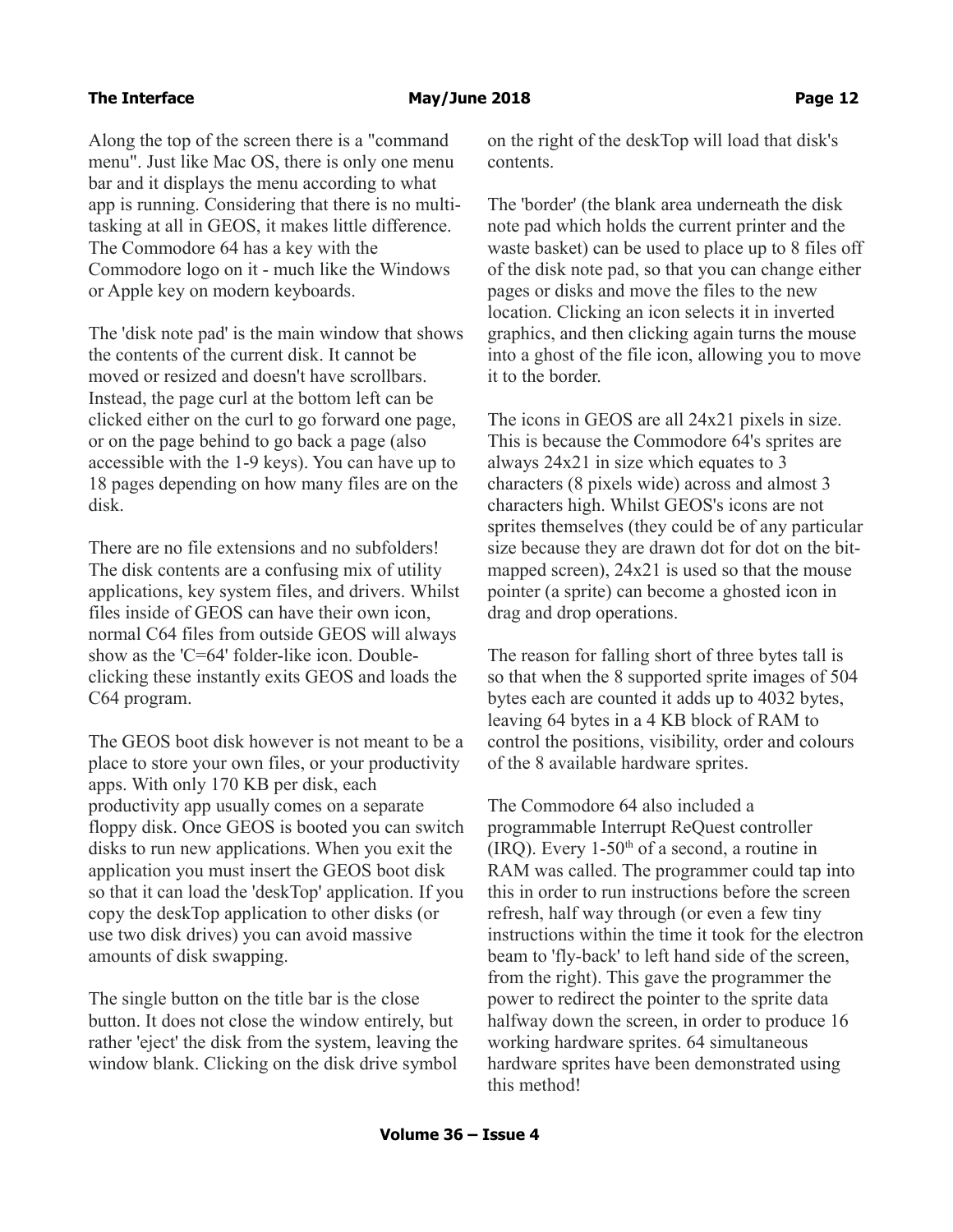Along the top of the screen there is a "command menu". Just like Mac OS, there is only one menu bar and it displays the menu according to what app is running. Considering that there is no multi-tasking at all in GEOS, it makes little difference. The Commodore 64 has a key with the Commodore logo on it - much like the Windows or Apple key on modern keyboards.

The 'disk note pad' is the main window that shows the contents of the current disk. It cannot be moved or resized and doesn't have scrollbars. Instead, the page curl at the bottom left can be clicked either on the curl to go forward one page, or on the page behind to go back a page (also accessible with the 1-9 keys). You can have up to 18 pages depending on how many files are on the disk.

There are no file extensions and no subfolders! The disk contents are a confusing mix of utility applications, key system files, and drivers. Whilst files inside of GEOS can have their own icon, normal C64 files from outside GEOS will always show as the 'C=64' folder-like icon. Double-clicking these instantly exits GEOS and loads the C64 program.

The GEOS boot disk however is not meant to be a place to store your own files, or your productivity apps. With only 170 KB per disk, each productivity app usually comes on a separate floppy disk. Once GEOS is booted you can switch disks to run new applications. When you exit the application you must insert the GEOS boot disk so that it can load the 'deskTop' application. If you copy the deskTop application to other disks (or use two disk drives) you can avoid massive amounts of disk swapping.

The single button on the title bar is the close button. It does not close the window entirely, but rather 'eject' the disk from the system, leaving the window blank. Clicking on the disk drive symbol on the right of the deskTop will load that disk's contents.

The 'border' (the blank area underneath the disk note pad which holds the current printer and the waste basket) can be used to place up to 8 files off of the disk note pad, so that you can change either pages or disks and move the files to the new location. Clicking an icon selects it in inverted graphics, and then clicking again turns the mouse into a ghost of the file icon, allowing you to move it to the border.

The icons in GEOS are all 24x21 pixels in size. This is because the Commodore 64's sprites are always 24x21 in size which equates to 3 characters (8 pixels wide) across and almost 3 characters high. Whilst GEOS's icons are not sprites themselves (they could be of any particular size because they are drawn dot for dot on the bit-mapped screen), 24x21 is used so that the mouse pointer (a sprite) can become a ghosted icon in drag and drop operations.

The reason for falling short of three bytes tall is so that when the 8 supported sprite images of 504 bytes each are counted it adds up to 4032 bytes, leaving 64 bytes in a 4 KB block of RAM to control the positions, visibility, order and colours of the 8 available hardware sprites.

The Commodore 64 also included a programmable Interrupt ReQuest controller (IRQ). Every 1-50th of a second, a routine in RAM was called. The programmer could tap into this in order to run instructions before the screen refresh, half way through (or even a few tiny instructions within the time it took for the electron beam to 'fly-back' to left hand side of the screen, from the right). This gave the programmer the power to redirect the pointer to the sprite data halfway down the screen, in order to produce 16 working hardware sprites. 64 simultaneous hardware sprites have been demonstrated using this method!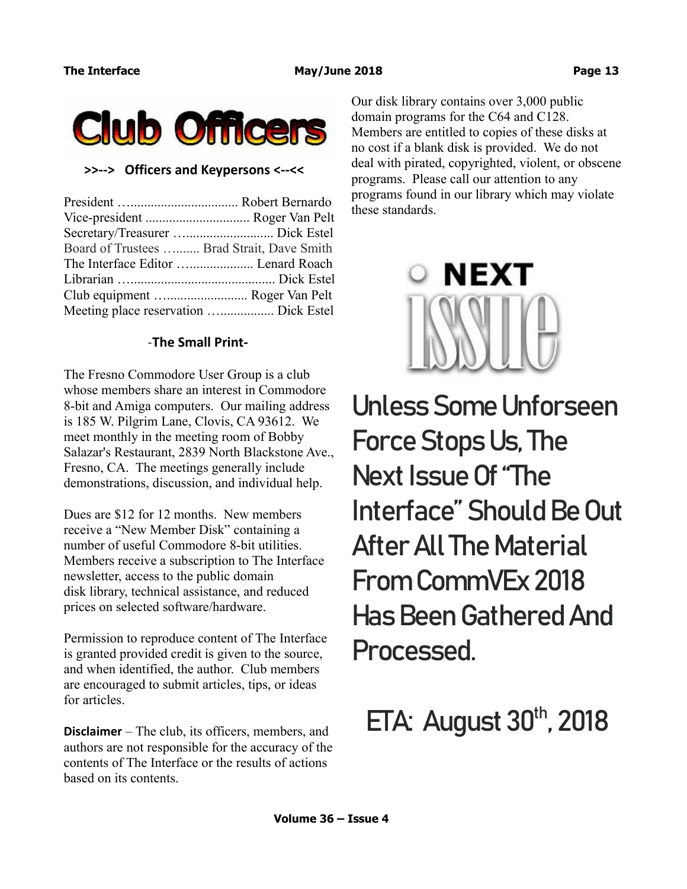# Club Officers

**>>--> Officers and Keypersons <--<<**

President …................................ Robert Bernardo
Vice-president ............................... Roger Van Pelt
Secretary/Treasurer …......................... Dick Estel
Board of Trustees …....... Brad Strait, Dave Smith
The Interface Editor …................... Lenard Roach
Librarian …........................................ Dick Estel
Club equipment …....................... Roger Van Pelt
Meeting place reservation …............... Dick Estel

**-The Small Print-**

The Fresno Commodore User Group is a club whose members share an interest in Commodore 8-bit and Amiga computers. Our mailing address is 185 W. Pilgrim Lane, Clovis, CA 93612. We meet monthly in the meeting room of Bobby Salazar's Restaurant, 2839 North Blackstone Ave., Fresno, CA. The meetings generally include demonstrations, discussion, and individual help.

Dues are $12 for 12 months. New members receive a "New Member Disk" containing a number of useful Commodore 8-bit utilities. Members receive a subscription to The Interface newsletter, access to the public domain disk library, technical assistance, and reduced prices on selected software/hardware.

Permission to reproduce content of The Interface is granted provided credit is given to the source, and when identified, the author. Club members are encouraged to submit articles, tips, or ideas for articles.

**Disclaimer** – The club, its officers, members, and authors are not responsible for the accuracy of the contents of The Interface or the results of actions based on its contents.

Our disk library contains over 3,000 public domain programs for the C64 and C128. Members are entitled to copies of these disks at no cost if a blank disk is provided. We do not deal with pirated, copyrighted, violent, or obscene programs. Please call our attention to any programs found in our library which may violate these standards.

# NEXT ISSUE

## Unless Some Unforseen Force Stops Us, The Next Issue Of "The Interface" Should Be Out After All The Material From CommVEx 2018 Has Been Gathered And Processed.

## ETA: August 30th, 2018